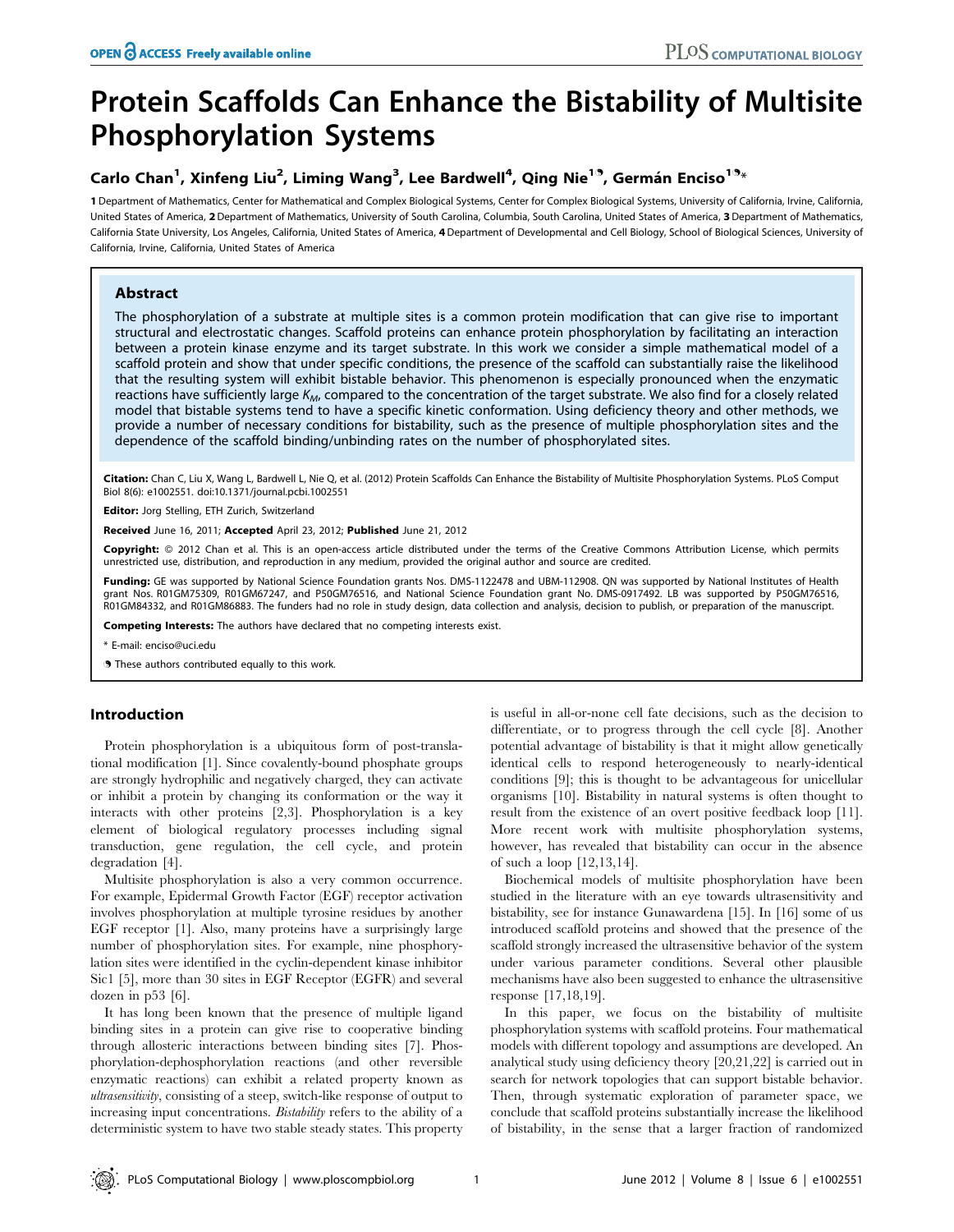# Protein Scaffolds Can Enhance the Bistability of Multisite Phosphorylation Systems

**Carlo Chan[1], Xinfeng Liu[2], Liming Wang[3], Lee Bardwell[4], Qing Nie[1], Germán Enciso[1]***

1 Department of Mathematics, Center for Mathematical and Complex Biological Systems, Center for Complex Biological Systems, University of California, Irvine, California, United States of America, 2 Department of Mathematics, University of South Carolina, Columbia, South Carolina, United States of America, 3 Department of Mathematics, California State University, Los Angeles, California, United States of America, 4 Department of Developmental and Cell Biology, School of Biological Sciences, University of California, Irvine, California, United States of America

## Abstract

The phosphorylation of a substrate at multiple sites is a common protein modification that can give rise to important structural and electrostatic changes. Scaffold proteins can enhance protein phosphorylation by facilitating an interaction between a protein kinase enzyme and its target substrate. In this work we consider a simple mathematical model of a scaffold protein and show that under specific conditions, the presence of the scaffold can substantially raise the likelihood that the resulting system will exhibit bistable behavior. This phenomenon is especially pronounced when the enzymatic reactions have sufficiently large $K_M$, compared to the concentration of the target substrate. We also find for a closely related model that bistable systems tend to have a specific kinetic conformation. Using deficiency theory and other methods, we provide a number of necessary conditions for bistability, such as the presence of multiple phosphorylation sites and the dependence of the scaffold binding/unbinding rates on the number of phosphorylated sites.

**Citation:** Chan C, Liu X, Wang L, Bardwell L, Nie Q, et al. (2012) Protein Scaffolds Can Enhance the Bistability of Multisite Phosphorylation Systems. PLoS Comput Biol 8(6): e1002551. doi:10.1371/journal.pcbi.1002551

**Editor:** Jorg Stelling, ETH Zurich, Switzerland

**Received** June 16, 2011; **Accepted** April 23, 2012; **Published** June 21, 2012

**Copyright:** © 2012 Chan et al. This is an open-access article distributed under the terms of the Creative Commons Attribution License, which permits unrestricted use, distribution, and reproduction in any medium, provided the original author and source are credited.

**Funding:** GE was supported by National Science Foundation grants Nos. DMS-1122478 and UBM-112908. QN was supported by National Institutes of Health grant Nos. R01GM75309, R01GM67247, and P50GM76516, and National Science Foundation grant No. DMS-0917492. LB was supported by P50GM76516, R01GM84332, and R01GM86883. The funders had no role in study design, data collection and analysis, decision to publish, or preparation of the manuscript.

**Competing Interests:** The authors have declared that no competing interests exist.

\* E-mail: enciso@uci.edu

These authors contributed equally to this work.

## Introduction

Protein phosphorylation is a ubiquitous form of post-translational modification [1]. Since covalently-bound phosphate groups are strongly hydrophilic and negatively charged, they can activate or inhibit a protein by changing its conformation or the way it interacts with other proteins [2,3]. Phosphorylation is a key element of biological regulatory processes including signal transduction, gene regulation, the cell cycle, and protein degradation [4].

Multisite phosphorylation is also a very common occurrence. For example, Epidermal Growth Factor (EGF) receptor activation involves phosphorylation at multiple tyrosine residues by another EGF receptor [1]. Also, many proteins have a surprisingly large number of phosphorylation sites. For example, nine phosphorylation sites were identified in the cyclin-dependent kinase inhibitor Sic1 [5], more than 30 sites in EGF Receptor (EGFR) and several dozen in p53 [6].

It has long been known that the presence of multiple ligand binding sites in a protein can give rise to cooperative binding through allosteric interactions between binding sites [7]. Phosphorylation-dephosphorylation reactions (and other reversible enzymatic reactions) can exhibit a related property known as *ultrasensitivity*, consisting of a steep, switch-like response of output to increasing input concentrations. *Bistability* refers to the ability of a deterministic system to have two stable steady states. This property is useful in all-or-none cell fate decisions, such as the decision to differentiate, or to progress through the cell cycle [8]. Another potential advantage of bistability is that it might allow genetically identical cells to respond heterogeneously to nearly-identical conditions [9]; this is thought to be advantageous for unicellular organisms [10]. Bistability in natural systems is often thought to result from the existence of an overt positive feedback loop [11]. More recent work with multisite phosphorylation systems, however, has revealed that bistability can occur in the absence of such a loop [12,13,14].

Biochemical models of multisite phosphorylation have been studied in the literature with an eye towards ultrasensitivity and bistability, see for instance Gunawardena [15]. In [16] some of us introduced scaffold proteins and showed that the presence of the scaffold strongly increased the ultrasensitive behavior of the system under various parameter conditions. Several other plausible mechanisms have also been suggested to enhance the ultrasensitive response [17,18,19].

In this paper, we focus on the bistability of multisite phosphorylation systems with scaffold proteins. Four mathematical models with different topology and assumptions are developed. An analytical study using deficiency theory [20,21,22] is carried out in search for network topologies that can support bistable behavior. Then, through systematic exploration of parameter space, we conclude that scaffold proteins substantially increase the likelihood of bistability, in the sense that a larger fraction of randomized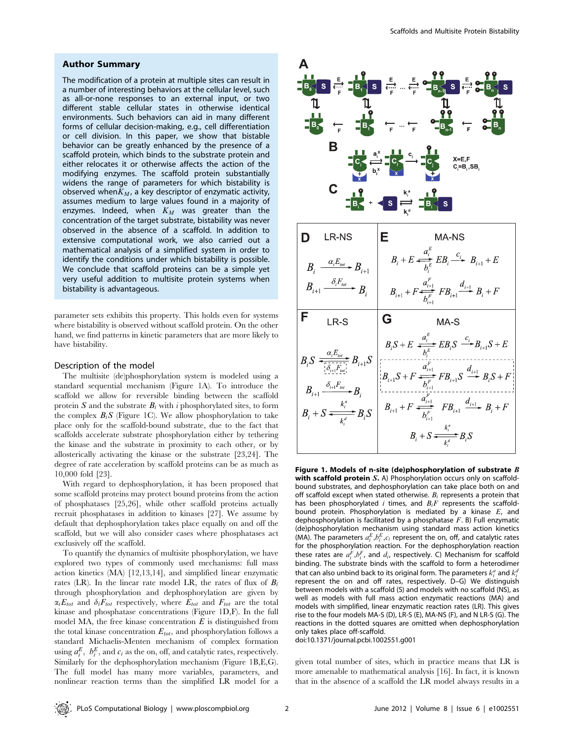## Author Summary

The modification of a protein at multiple sites can result in a number of interesting behaviors at the cellular level, such as all-or-none responses to an external input, or two different stable cellular states in otherwise identical environments. Such behaviors can aid in many different forms of cellular decision-making, e.g., cell differentiation or cell division. In this paper, we show that bistable behavior can be greatly enhanced by the presence of a scaffold protein, which binds to the substrate protein and either relocates it or otherwise affects the action of the modifying enzymes. The scaffold protein substantially widens the range of parameters for which bistability is observed when $K_M$, a key descriptor of enzymatic activity, assumes medium to large values found in a majority of enzymes. Indeed, when $K_M$ was greater than the concentration of the target substrate, bistability was never observed in the absence of a scaffold. In addition to extensive computational work, we also carried out a mathematical analysis of a simplified system in order to identify the conditions under which bistability is possible. We conclude that scaffold proteins can be a simple yet very useful addition to multisite protein systems when bistability is advantageous.

parameter sets exhibits this property. This holds even for systems where bistability is observed without scaffold protein. On the other hand, we find patterns in kinetic parameters that are more likely to have bistability.

### Description of the model

The multisite (de)phosphorylation system is modeled using a standard sequential mechanism (Figure 1A). To introduce the scaffold we allow for reversible binding between the scaffold protein $S$ and the substrate $B_i$ with $i$ phosphorylated sites, to form the complex $B_iS$ (Figure 1C). We allow phosphorylation to take place only for the scaffold-bound substrate, due to the fact that scaffolds accelerate substrate phosphorylation either by tethering the kinase and the substrate in proximity to each other, or by allosterically activating the kinase or the substrate [23,24]. The degree of rate acceleration by scaffold proteins can be as much as 10,000 fold [23].

With regard to dephosphorylation, it has been proposed that some scaffold proteins may protect bound proteins from the action of phosphatases [25,26], while other scaffold proteins actually recruit phosphatases in addition to kinases [27]. We assume by default that dephosphorylation takes place equally on and off the scaffold, but we will also consider cases where phosphatases act exclusively off the scaffold.

To quantify the dynamics of multisite phosphorylation, we have explored two types of commonly used mechanisms: full mass action kinetics (MA) [12,13,14], and simplified linear enzymatic rates (LR). In the linear rate model LR, the rates of flux of $B_i$ through phosphorylation and dephosphorylation are given by $\alpha_i E_{tot}$ and $\delta_i F_{tot}$ respectively, where $E_{tot}$ and $F_{tot}$ are the total kinase and phosphatase concentrations (Figure 1D,F). In the full model MA, the free kinase concentration $E$ is distinguished from the total kinase concentration $E_{tot}$, and phosphorylation follows a standard Michaelis-Menten mechanism of complex formation using $a_i^E$, $b_i^E$, and $c_i$ as the on, off, and catalytic rates, respectively. Similarly for the dephosphorylation mechanism (Figure 1B,E,G). The full model has many more variables, parameters, and nonlinear reaction terms than the simplified LR model for a given total number of sites, which in practice means that LR is more amenable to mathematical analysis [16]. In fact, it is known that in the absence of a scaffold the LR model always results in a

**D** LR-NS

$$B_i \xrightarrow{\alpha_i E_{tot}} B_{i+1}$$
$$B_{i+1} \xrightarrow{\delta_i F_{tot}} B_i$$

**E** MA-NS

$$B_i + E \underset{b_i^E}{\overset{a_i^E}{\rightleftharpoons}} EB_i \xrightarrow{c_i} B_{i+1} + E$$
$$B_{i+1} + F \underset{b_{i+1}^F}{\overset{a_{i+1}^F}{\rightleftharpoons}} FB_{i+1} \xrightarrow{d_{i+1}} B_i + F$$

**F** LR-S

$$B_iS \underset{\delta_{i+1}F_{tot}}{\overset{\alpha_i E_{tot}}{\rightleftharpoons}} B_{i+1}S$$
$$B_{i+1} \xrightarrow{\delta_{i+1}F_{tot}} B_i$$
$$B_i + S \underset{k_i^d}{\overset{k_i^a}{\rightleftharpoons}} B_iS$$

**G** MA-S

$$B_iS + E \underset{b_i^E}{\overset{a_i^E}{\rightleftharpoons}} EB_iS \xrightarrow{c_i} B_{i+1}S + E$$
$$B_{i+1}S + F \underset{b_{i+1}^F}{\overset{a_{i+1}^F}{\rightleftharpoons}} FB_{i+1}S \xrightarrow{d_{i+1}} B_iS + F$$
$$B_{i+1} + F \underset{b_{i+1}^F}{\overset{a_{i+1}^F}{\rightleftharpoons}} FB_{i+1} \xrightarrow{d_{i+1}} B_i + F$$
$$B_i + S \underset{k_i^d}{\overset{k_i^a}{\rightleftharpoons}} B_iS$$

**Figure 1. Models of n-site (de)phosphorylation of substrate $B$ with scaffold protein $S$.** A) Phosphorylation occurs only on scaffold-bound substrates, and dephosphorylation can take place both on and off scaffold except when stated otherwise. $B_i$ represents a protein that has been phosphorylated $i$ times, and $B_iF$ represents the scaffold-bound protein. Phosphorylation is mediated by a kinase $E$, and dephosphorylation is facilitated by a phosphatase $F$. B) Full enzymatic (de)phosphorylation mechanism using standard mass action kinetics (MA). The parameters $a_i^E$,$b_i^E$,$c_i$ represent the on, off, and catalytic rates for the phosphorylation reaction. For the dephosphorylation reaction these rates are $a_i^F$,$b_i^F$, and $d_i$, respectively. C) Mechanism for scaffold binding. The substrate binds with the scaffold to form a heterodimer that can also unbind back to its original form. The parameters $k_i^a$ and $k_i^d$ represent the on and off rates, respectively. D–G) We distinguish between models with a scaffold (S) and models with no scaffold (NS), as well as models with full mass action reactions (MA) and models with simplified, linear enzymatic reaction rates (LR). This gives rise to the four models MA-S (D), LR-S (E), MA-NS (F), and N LR-S (G). The reactions in the dotted squares are omitted when dephosphorylation only takes place off-scaffold.
doi:10.1371/journal.pcbi.1002551.g001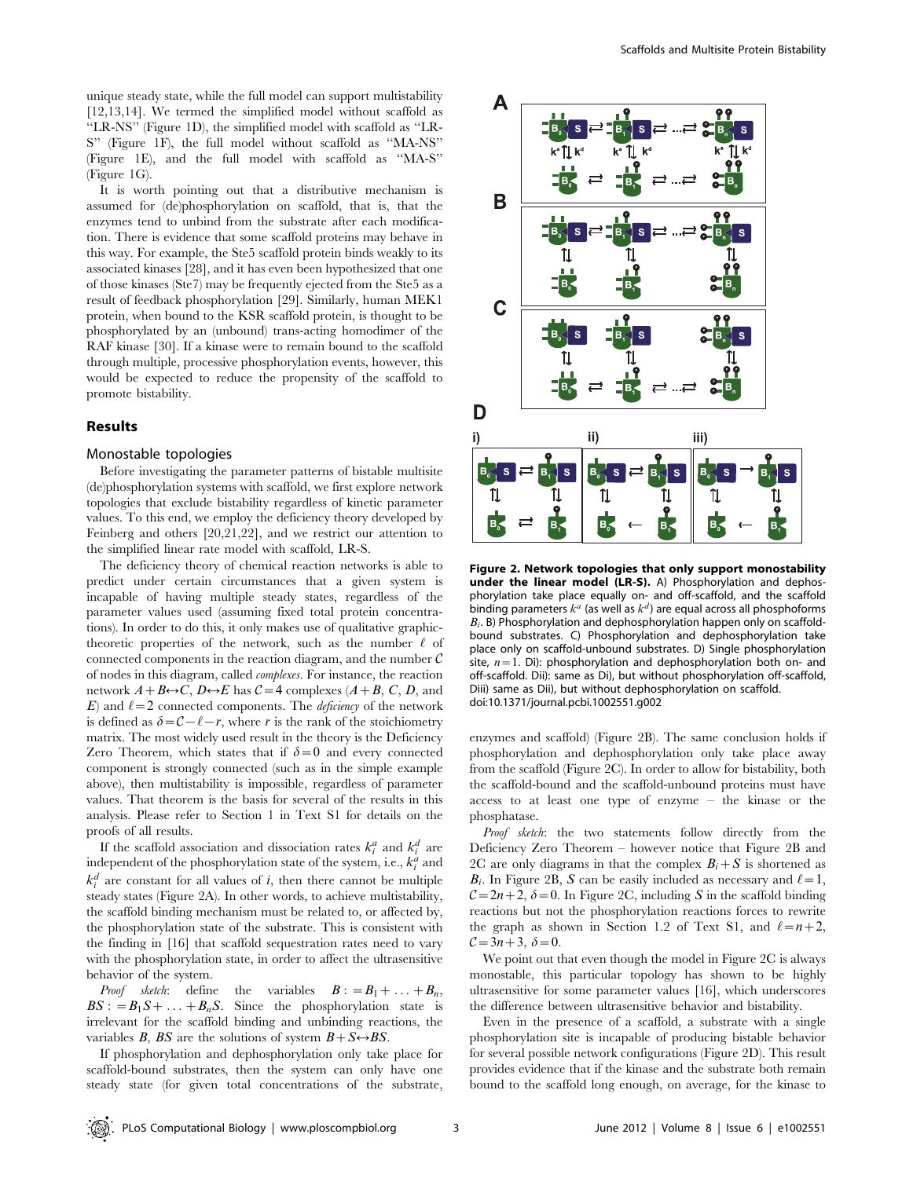unique steady state, while the full model can support multistability [12,13,14]. We termed the simplified model without scaffold as "LR-NS" (Figure 1D), the simplified model with scaffold as "LR-S" (Figure 1F), the full model without scaffold as "MA-NS" (Figure 1E), and the full model with scaffold as "MA-S" (Figure 1G).

It is worth pointing out that a distributive mechanism is assumed for (de)phosphorylation on scaffold, that is, that the enzymes tend to unbind from the substrate after each modification. There is evidence that some scaffold proteins may behave in this way. For example, the Ste5 scaffold protein binds weakly to its associated kinases [28], and it has even been hypothesized that one of those kinases (Ste7) may be frequently ejected from the Ste5 as a result of feedback phosphorylation [29]. Similarly, human MEK1 protein, when bound to the KSR scaffold protein, is thought to be phosphorylated by an (unbound) trans-acting homodimer of the RAF kinase [30]. If a kinase were to remain bound to the scaffold through multiple, processive phosphorylation events, however, this would be expected to reduce the propensity of the scaffold to promote bistability.

## Results

### Monostable topologies

Before investigating the parameter patterns of bistable multisite (de)phosphorylation systems with scaffold, we first explore network topologies that exclude bistability regardless of kinetic parameter values. To this end, we employ the deficiency theory developed by Feinberg and others [20,21,22], and we restrict our attention to the simplified linear rate model with scaffold, LR-S.

The deficiency theory of chemical reaction networks is able to predict under certain circumstances that a given system is incapable of having multiple steady states, regardless of the parameter values used (assuming fixed total protein concentrations). In order to do this, it only makes use of qualitative graphic-theoretic properties of the network, such as the number $\ell$ of connected components in the reaction diagram, and the number $\mathcal{C}$ of nodes in this diagram, called *complexes*. For instance, the reaction network $A+B \leftrightarrow C$, $D \leftrightarrow E$ has $\mathcal{C}=4$ complexes ($A+B$, $C$, $D$, and $E$) and $\ell=2$ connected components. The *deficiency* of the network is defined as $\delta = \mathcal{C} - \ell - r$, where $r$ is the rank of the stoichiometry matrix. The most widely used result in the theory is the Deficiency Zero Theorem, which states that if $\delta=0$ and every connected component is strongly connected (such as in the simple example above), then multistability is impossible, regardless of parameter values. That theorem is the basis for several of the results in this analysis. Please refer to Section 1 in Text S1 for details on the proofs of all results.

If the scaffold association and dissociation rates $k_i^a$ and $k_i^d$ are independent of the phosphorylation state of the system, i.e., $k_i^a$ and $k_i^d$ are constant for all values of $i$, then there cannot be multiple steady states (Figure 2A). In other words, to achieve multistability, the scaffold binding mechanism must be related to, or affected by, the phosphorylation state of the substrate. This is consistent with the finding in [16] that scaffold sequestration rates need to vary with the phosphorylation state, in order to affect the ultrasensitive behavior of the system.

*Proof sketch*: define the variables $B := B_1 + \ldots + B_n$, $BS := B_1S + \ldots + B_nS$. Since the phosphorylation state is irrelevant for the scaffold binding and unbinding reactions, the variables $B$, $BS$ are the solutions of system $B+S \leftrightarrow BS$.

If phosphorylation and dephosphorylation only take place for scaffold-bound substrates, then the system can only have one steady state (for given total concentrations of the substrate, enzymes and scaffold) (Figure 2B). The same conclusion holds if phosphorylation and dephosphorylation only take place away from the scaffold (Figure 2C). In order to allow for bistability, both the scaffold-bound and the scaffold-unbound proteins must have access to at least one type of enzyme – the kinase or the phosphatase.

*Proof sketch*: the two statements follow directly from the Deficiency Zero Theorem – however notice that Figure 2B and 2C are only diagrams in that the complex $B_i+S$ is shortened as $B_i$. In Figure 2B, $S$ can be easily included as necessary and $\ell=1$, $\mathcal{C}=2n+2$, $\delta=0$. In Figure 2C, including $S$ in the scaffold binding reactions but not the phosphorylation reactions forces to rewrite the graph as shown in Section 1.2 of Text S1, and $\ell=n+2$, $\mathcal{C}=3n+3$, $\delta=0$.

We point out that even though the model in Figure 2C is always monostable, this particular topology has shown to be highly ultrasensitive for some parameter values [16], which underscores the difference between ultrasensitive behavior and bistability.

Even in the presence of a scaffold, a substrate with a single phosphorylation site is incapable of producing bistable behavior for several possible network configurations (Figure 2D). This result provides evidence that if the kinase and the substrate both remain bound to the scaffold long enough, on average, for the kinase to

**Figure 2. Network topologies that only support monostability under the linear model (LR-S).** A) Phosphorylation and dephosphorylation take place equally on- and off-scaffold, and the scaffold binding parameters $k^a$ (as well as $k^d$) are equal across all phosphoforms $B_i$. B) Phosphorylation and dephosphorylation happen only on scaffold-bound substrates. C) Phosphorylation and dephosphorylation take place only on scaffold-unbound substrates. D) Single phosphorylation site, $n=1$. Di): phosphorylation and dephosphorylation both on- and off-scaffold. Dii): same as Di), but without phosphorylation off-scaffold, Diii) same as Dii), but without dephosphorylation on scaffold.
doi:10.1371/journal.pcbi.1002551.g002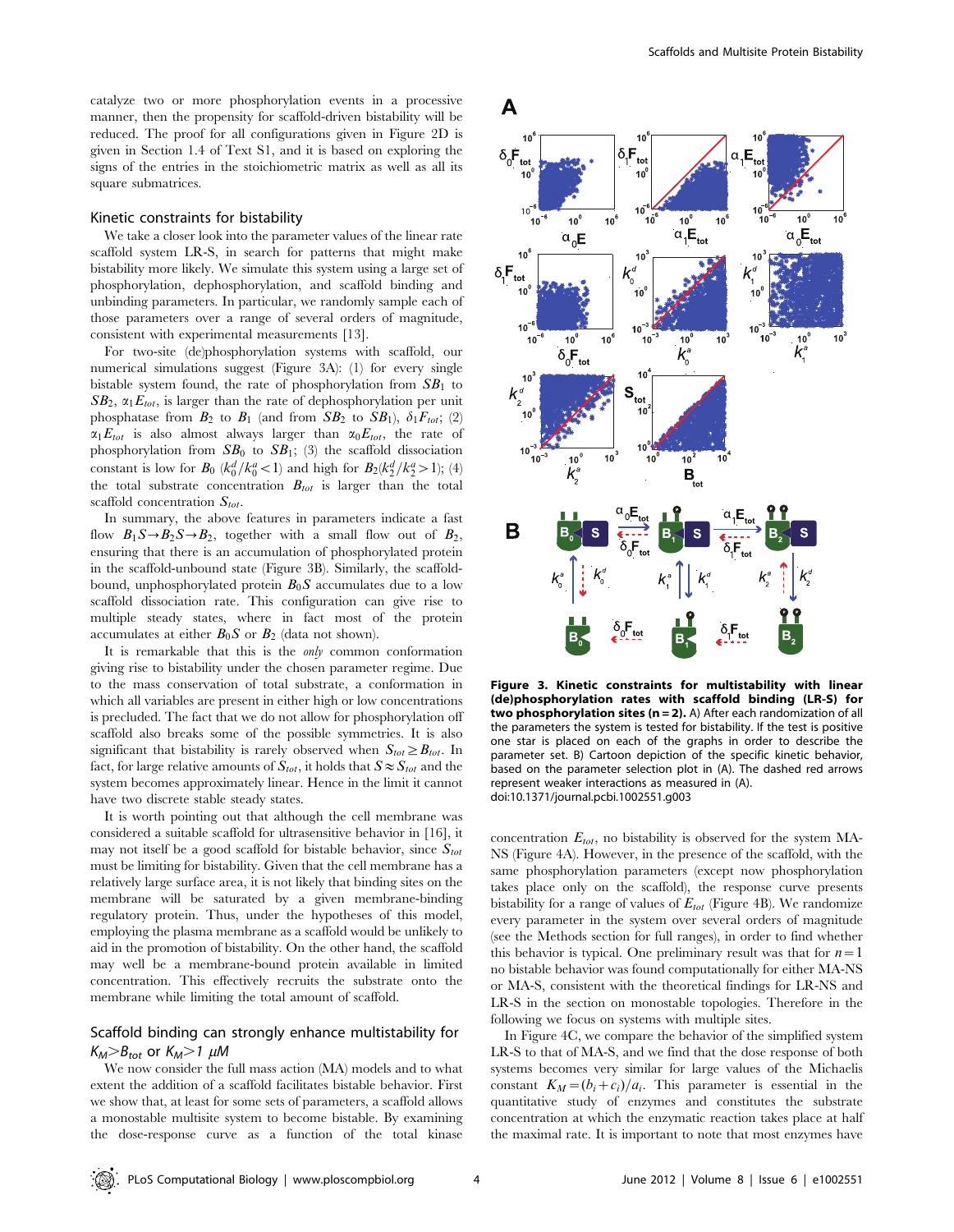catalyze two or more phosphorylation events in a processive manner, then the propensity for scaffold-driven bistability will be reduced. The proof for all configurations given in Figure 2D is given in Section 1.4 of Text S1, and it is based on exploring the signs of the entries in the stoichiometric matrix as well as all its square submatrices.

### Kinetic constraints for bistability

We take a closer look into the parameter values of the linear rate scaffold system LR-S, in search for patterns that might make bistability more likely. We simulate this system using a large set of phosphorylation, dephosphorylation, and scaffold binding and unbinding parameters. In particular, we randomly sample each of those parameters over a range of several orders of magnitude, consistent with experimental measurements [13].

For two-site (de)phosphorylation systems with scaffold, our numerical simulations suggest (Figure 3A): (1) for every single bistable system found, the rate of phosphorylation from $SB_1$ to $SB_2$, $\alpha_1 E_{tot}$, is larger than the rate of dephosphorylation per unit phosphatase from $B_2$ to $B_1$ (and from $SB_2$ to $SB_1$), $\delta_1 F_{tot}$; (2) $\alpha_1 E_{tot}$ is also almost always larger than $\alpha_0 E_{tot}$, the rate of phosphorylation from $SB_0$ to $SB_1$; (3) the scaffold dissociation constant is low for $B_0$ ($k_0^d/k_0^a<1$) and high for $B_2$($k_2^d/k_2^a>1$); (4) the total substrate concentration $B_{tot}$ is larger than the total scaffold concentration $S_{tot}$.

In summary, the above features in parameters indicate a fast flow $B_1S \rightarrow B_2S \rightarrow B_2$, together with a small flow out of $B_2$, ensuring that there is an accumulation of phosphorylated protein in the scaffold-unbound state (Figure 3B). Similarly, the scaffold-bound, unphosphorylated protein $B_0S$ accumulates due to a low scaffold dissociation rate. This configuration can give rise to multiple steady states, where in fact most of the protein accumulates at either $B_0S$ or $B_2$ (data not shown).

It is remarkable that this is the *only* common conformation giving rise to bistability under the chosen parameter regime. Due to the mass conservation of total substrate, a conformation in which all variables are present in either high or low concentrations is precluded. The fact that we do not allow for phosphorylation off scaffold also breaks some of the possible symmetries. It is also significant that bistability is rarely observed when $S_{tot} \geq B_{tot}$. In fact, for large relative amounts of $S_{tot}$, it holds that $S \approx S_{tot}$ and the system becomes approximately linear. Hence in the limit it cannot have two discrete stable steady states.

It is worth pointing out that although the cell membrane was considered a suitable scaffold for ultrasensitive behavior in [16], it may not itself be a good scaffold for bistable behavior, since $S_{tot}$ must be limiting for bistability. Given that the cell membrane has a relatively large surface area, it is not likely that binding sites on the membrane will be saturated by a given membrane-binding regulatory protein. Thus, under the hypotheses of this model, employing the plasma membrane as a scaffold would be unlikely to aid in the promotion of bistability. On the other hand, the scaffold may well be a membrane-bound protein available in limited concentration. This effectively recruits the substrate onto the membrane while limiting the total amount of scaffold.

### Scaffold binding can strongly enhance multistability for $K_M > B_{tot}$ or $K_M > 1$ $\mu M$

We now consider the full mass action (MA) models and to what extent the addition of a scaffold facilitates bistable behavior. First we show that, at least for some sets of parameters, a scaffold allows a monostable multisite system to become bistable. By examining the dose-response curve as a function of the total kinase concentration $E_{tot}$, no bistability is observed for the system MA-NS (Figure 4A). However, in the presence of the scaffold, with the same phosphorylation parameters (except now phosphorylation takes place only on the scaffold), the response curve presents bistability for a range of values of $E_{tot}$ (Figure 4B). We randomize every parameter in the system over several orders of magnitude (see the Methods section for full ranges), in order to find whether this behavior is typical. One preliminary result was that for $n=1$ no bistable behavior was found computationally for either MA-NS or MA-S, consistent with the theoretical findings for LR-NS and LR-S in the section on monostable topologies. Therefore in the following we focus on systems with multiple sites.

In Figure 4C, we compare the behavior of the simplified system LR-S to that of MA-S, and we find that the dose response of both systems becomes very similar for large values of the Michaelis constant $K_M = (b_i + c_i)/a_i$. This parameter is essential in the quantitative study of enzymes and constitutes the substrate concentration at which the enzymatic reaction takes place at half the maximal rate. It is important to note that most enzymes have

**Figure 3. Kinetic constraints for multistability with linear (de)phosphorylation rates with scaffold binding (LR-S) for two phosphorylation sites (n = 2).** A) After each randomization of all the parameters the system is tested for bistability. If the test is positive one star is placed on each of the graphs in order to describe the parameter set. B) Cartoon depiction of the specific kinetic behavior, based on the parameter selection plot in (A). The dashed red arrows represent weaker interactions as measured in (A).
doi:10.1371/journal.pcbi.1002551.g003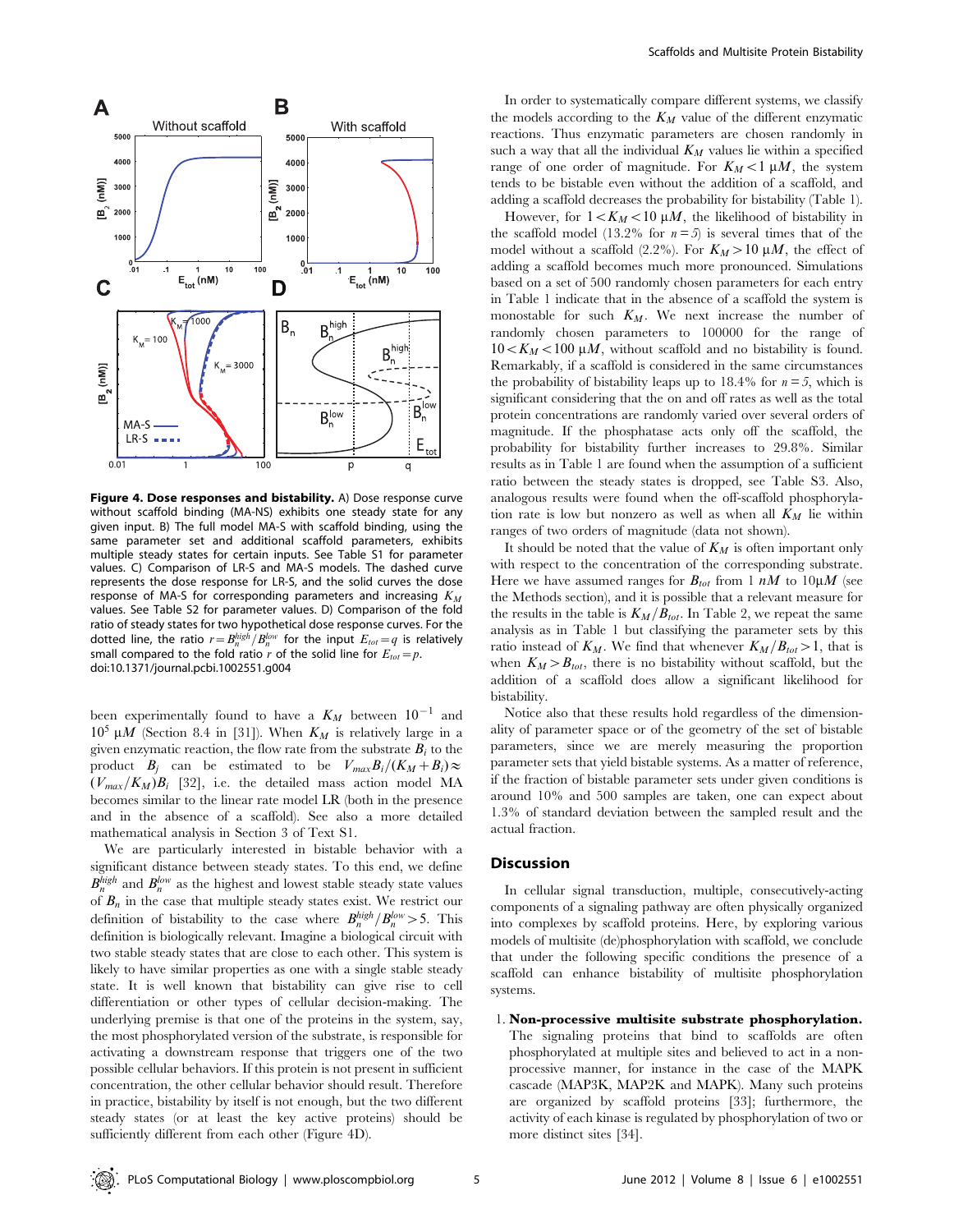**Figure 4. Dose responses and bistability.** A) Dose response curve without scaffold binding (MA-NS) exhibits one steady state for any given input. B) The full model MA-S with scaffold binding, using the same parameter set and additional scaffold parameters, exhibits multiple steady states for certain inputs. See Table S1 for parameter values. C) Comparison of LR-S and MA-S models. The dashed curve represents the dose response for LR-S, and the solid curves the dose response of MA-S for corresponding parameters and increasing $K_M$ values. See Table S2 for parameter values. D) Comparison of the fold ratio of steady states for two hypothetical dose response curves. For the dotted line, the ratio $r = B_n^{high}/B_n^{low}$ for the input $E_{tot} = q$ is relatively small compared to the fold ratio $r$ of the solid line for $E_{tot} = p$.
doi:10.1371/journal.pcbi.1002551.g004

been experimentally found to have a $K_M$ between $10^{-1}$ and $10^5$ $\mu M$ (Section 8.4 in [31]). When $K_M$ is relatively large in a given enzymatic reaction, the flow rate from the substrate $B_i$ to the product $B_j$ can be simplified to $V_{max}B_i/(K_M + B_i) \approx (V_{max}/K_M)B_i$ [32], i.e. the detailed mass action model MA becomes similar to the linear rate model LR (both in the presence and in the absence of a scaffold). See also a more detailed mathematical analysis in Section 3 of Text S1.

We are particularly interested in bistable behavior with a significant distance between steady states. To this end, we define $B_n^{high}$ and $B_n^{low}$ as the highest and lowest stable steady state values of $B_n$ in the case that multiple steady states exist. We restrict our definition of bistability to the case where $B_n^{high}/B_n^{low} > 5$. This definition is biologically relevant. Imagine a biological circuit with two stable steady states that are close to each other. This system is likely to have similar properties as one with a single stable steady state. It is well known that bistability can give rise to cell differentiation or other types of cellular decision-making. The underlying premise is that one of the proteins in the system, say, the most phosphorylated version of the substrate, is responsible for activating a downstream response that triggers one of the two possible cellular behaviors. If this protein is not present in sufficient concentration, the other cellular behavior should result. Therefore in practice, bistability by itself is not enough, but the two different steady states (or at least the key active proteins) should be sufficiently different from each other (Figure 4D).

In order to systematically compare different systems, we classify the models according to the $K_M$ value of the different enzymatic reactions. Thus enzymatic parameters are chosen randomly in such a way that all the individual $K_M$ values lie within a specified range of one order of magnitude. For $K_M < 1$ $\mu M$, the system tends to be bistable even without the addition of a scaffold, and adding a scaffold decreases the probability for bistability (Table 1).

However, for $1 < K_M < 10$ $\mu M$, the likelihood of bistability in the scaffold model (13.2% for $n = 5$) is several times that of the model without a scaffold (2.2%). For $K_M > 10$ $\mu M$, the effect of adding a scaffold becomes much more pronounced. Simulations based on a set of 500 randomly chosen parameters for each entry in Table 1 indicate that in the absence of a scaffold the system is monostable for such $K_M$. We next increase the number of randomly chosen parameters to 100000 for the range of $10 < K_M < 100$ $\mu M$, without scaffold and no bistability is found. Remarkably, if a scaffold is considered in the same circumstances the probability of bistability leaps up to 18.4% for $n = 5$, which is significant considering that the on and off rates as well as the total protein concentrations are randomly varied over several orders of magnitude. If the phosphatase acts only off the scaffold, the probability for bistability further increases to 29.8%. Similar results as in Table 1 are found when the assumption of a sufficient ratio between the steady states is dropped, see Table S3. Also, analogous results were found when the off-scaffold phosphorylation rate is low but nonzero as well as when all $K_M$ lie within ranges of two orders of magnitude (data not shown).

It should be noted that the value of $K_M$ is often important only with respect to the concentration of the corresponding substrate. Here we have assumed ranges for $B_{tot}$ from 1 $nM$ to 10$\mu M$ (see the Methods section), and it is possible that a relevant measure for the results in the table is $K_M/B_{tot}$. In Table 2, we repeat the same analysis as in Table 1 but classifying the parameter sets by this ratio instead of $K_M$. We find that whenever $K_M/B_{tot} > 1$, that is when $K_M > B_{tot}$, there is no bistability without scaffold, but the addition of a scaffold does allow a significant likelihood for bistability.

Notice also that these results hold regardless of the dimensionality of parameter space or of the geometry of the set of bistable parameters, since we are merely measuring the proportion parameter sets that yield bistable systems. As a matter of reference, if the fraction of bistable parameter sets under given conditions is around 10% and 500 samples are taken, one can expect about 1.3% of standard deviation between the sampled result and the actual fraction.

## Discussion

In cellular signal transduction, multiple, consecutively-acting components of a signaling pathway are often physically organized into complexes by scaffold proteins. Here, by exploring various models of multisite (de)phosphorylation with scaffold, we conclude that under the following specific conditions the presence of a scaffold can enhance bistability of multisite phosphorylation systems.

1. **Non-processive multisite substrate phosphorylation.** The signaling proteins that bind to scaffolds are often phosphorylated at multiple sites and believed to act in a non-processive manner, for instance in the case of the MAPK cascade (MAP3K, MAP2K and MAPK). Many such proteins are organized by scaffold proteins [33]; furthermore, the activity of each kinase is regulated by phosphorylation of two or more distinct sites [34].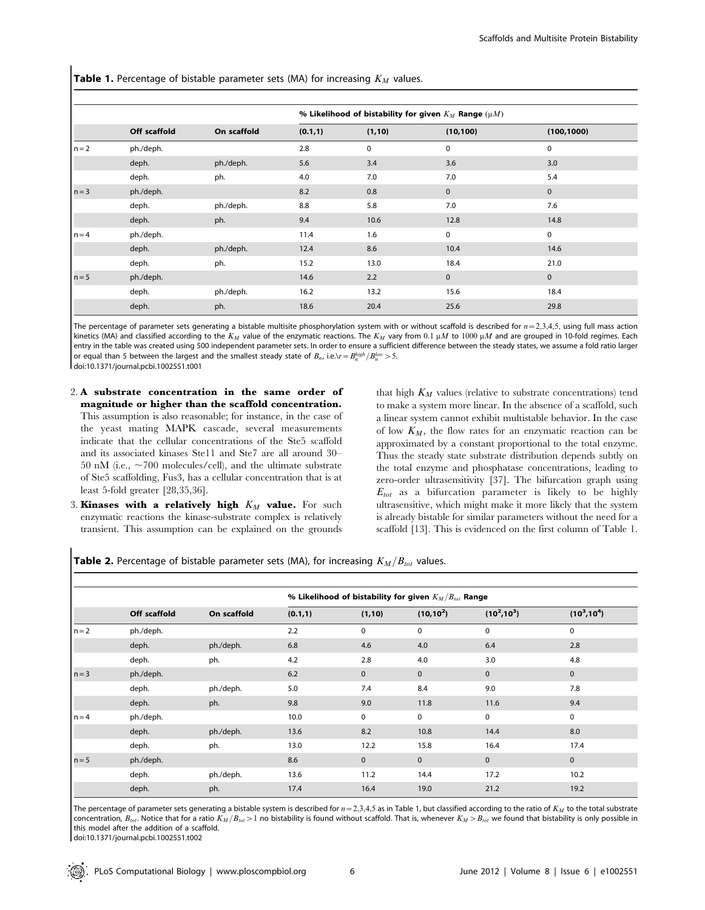**Table 1.** Percentage of bistable parameter sets (MA) for increasing $K_M$ values.

| | Off scaffold | On scaffold | % Likelihood of bistability for given $K_M$ Range ($\mu M$) | | | |
|---|---|---|---|---|---|---|
| | | | (0.1,1) | (1,10) | (10,100) | (100,1000) |
| n = 2 | ph./deph. | | 2.8 | 0 | 0 | 0 |
| | deph. | ph./deph. | 5.6 | 3.4 | 3.6 | 3.0 |
| | deph. | ph. | 4.0 | 7.0 | 7.0 | 5.4 |
| n = 3 | ph./deph. | | 8.2 | 0.8 | 0 | 0 |
| | deph. | ph./deph. | 8.8 | 5.8 | 7.0 | 7.6 |
| | deph. | ph. | 9.4 | 10.6 | 12.8 | 14.8 |
| n = 4 | ph./deph. | | 11.4 | 1.6 | 0 | 0 |
| | deph. | ph./deph. | 12.4 | 8.6 | 10.4 | 14.6 |
| | deph. | ph. | 15.2 | 13.0 | 18.4 | 21.0 |
| n = 5 | ph./deph. | | 14.6 | 2.2 | 0 | 0 |
| | deph. | ph./deph. | 16.2 | 13.2 | 15.6 | 18.4 |
| | deph. | ph. | 18.6 | 20.4 | 25.6 | 29.8 |

The percentage of parameter sets generating a bistable multisite phosphorylation system with or without scaffold is described for $n = 2,3,4,5$, using full mass action kinetics (MA) and classified according to the $K_M$ value of the enzymatic reactions. The $K_M$ vary from 0.1 $\mu M$ to 1000 $\mu M$ and are grouped in 10-fold regimes. Each entry in the table was created using 500 independent parameter sets. In order to ensure a sufficient difference between the steady states, we assume a fold ratio larger or equal than 5 between the largest and the smallest steady state of $B_n$, i.e.$\backslash r = B_n^{high}/B_n^{low} > 5$.
doi:10.1371/journal.pcbi.1002551.t001

2. **A substrate concentration in the same order of magnitude or higher than the scaffold concentration.** This assumption is also reasonable; for instance, in the case of the yeast mating MAPK cascade, several measurements indicate that the cellular concentrations of the Ste5 scaffold and its associated kinases Ste11 and Ste7 are all around 30–50 nM (i.e., ~700 molecules/cell), and the ultimate substrate of Ste5 scaffolding, Fus3, has a cellular concentration that is at least 5-fold greater [28,35,36].
3. **Kinases with a relatively high $K_M$ value.** For such enzymatic reactions the kinase-substrate complex is relatively transient. This assumption can be explained on the grounds that high $K_M$ values (relative to substrate concentrations) tend to make a system more linear. In the absence of a scaffold, such a linear system cannot exhibit multistable behavior. In the case of low $K_M$, the flow rates for an enzymatic reaction can be approximated by a constant proportional to the total enzyme. Thus the steady state substrate distribution depends subtly on the total enzyme and phosphatase concentrations, leading to zero-order ultrasensitivity [37]. The bifurcation graph using $E_{tot}$ as a bifurcation parameter is likely to be highly ultrasensitive, which might make it more likely that the system is already bistable for similar parameters without the need for a scaffold [13]. This is evidenced on the first column of Table 1.

**Table 2.** Percentage of bistable parameter sets (MA), for increasing $K_M/B_{tot}$ values.

| | Off scaffold | On scaffold | % Likelihood of bistability for given $K_M/B_{tot}$ Range | | | | |
|---|---|---|---|---|---|---|---|
| | | | (0.1,1) | (1,10) | $(10,10^2)$ | $(10^2,10^3)$ | $(10^3,10^4)$ |
| n = 2 | ph./deph. | | 2.2 | 0 | 0 | 0 | 0 |
| | deph. | ph./deph. | 6.8 | 4.6 | 4.0 | 6.4 | 2.8 |
| | deph. | ph. | 4.2 | 2.8 | 4.0 | 3.0 | 4.8 |
| n = 3 | ph./deph. | | 6.2 | 0 | 0 | 0 | 0 |
| | deph. | ph./deph. | 5.0 | 7.4 | 8.4 | 9.0 | 7.8 |
| | deph. | ph. | 9.8 | 9.0 | 11.8 | 11.6 | 9.4 |
| n = 4 | ph./deph. | | 10.0 | 0 | 0 | 0 | 0 |
| | deph. | ph./deph. | 13.6 | 8.2 | 10.8 | 14.4 | 8.0 |
| | deph. | ph. | 13.0 | 12.2 | 15.8 | 16.4 | 17.4 |
| n = 5 | ph./deph. | | 8.6 | 0 | 0 | 0 | 0 |
| | deph. | ph./deph. | 13.6 | 11.2 | 14.4 | 17.2 | 10.2 |
| | deph. | ph. | 17.4 | 16.4 | 19.0 | 21.2 | 19.2 |

The percentage of parameter sets generating a bistable system is described for $n = 2,3,4,5$ as in Table 1, but classified according to the ratio of $K_M$ to the total substrate concentration, $B_{tot}$. Notice that for a ratio $K_M/B_{tot} > 1$ no bistability is found without scaffold. That is, whenever $K_M > B_{tot}$ we found that bistability is only possible in this model after the addition of a scaffold.
doi:10.1371/journal.pcbi.1002551.t002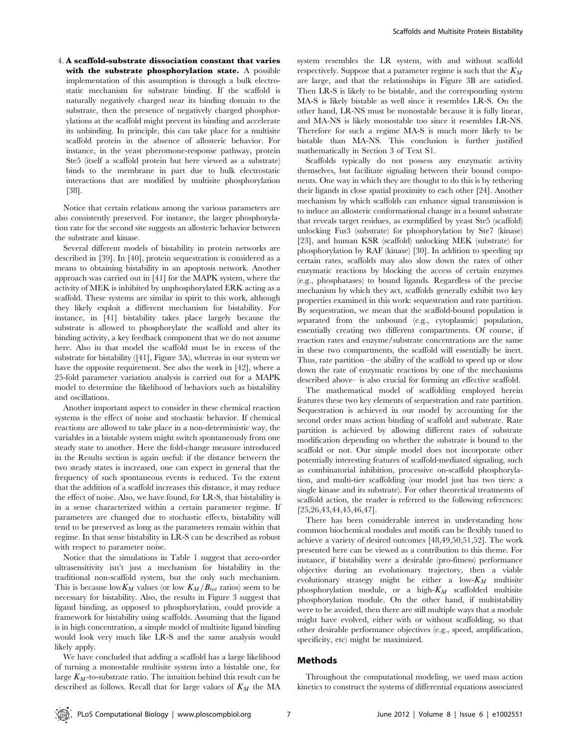4. **A scaffold-substrate dissociation constant that varies with the substrate phosphorylation state.** A possible implementation of this assumption is through a bulk electrostatic mechanism for substrate binding. If the scaffold is naturally negatively charged near its binding domain to the substrate, then the presence of negatively charged phosphorylations at the scaffold might prevent its binding and accelerate its unbinding. In principle, this can take place for a multisite scaffold protein in the absence of allosteric behavior. For instance, in the yeast pheromone-response pathway, protein Ste5 (itself a scaffold protein but here viewed as a substrate) binds to the membrane in part due to bulk electrostatic interactions that are modified by multisite phosphorylation [38].

Notice that certain relations among the various parameters are also consistently preserved. For instance, the larger phosphorylation rate for the second site suggests an allosteric behavior between the substrate and kinase.

Several different models of bistability in protein networks are described in [39]. In [40], protein sequestration is considered as a means to obtaining bistability in an apoptosis network. Another approach was carried out in [41] for the MAPK system, where the activity of MEK is inhibited by unphosphorylated ERK acting as a scaffold. These systems are similar in spirit to this work, although they likely exploit a different mechanism for bistability. For instance, in [41] bistability takes place largely because the substrate is allowed to phosphorylate the scaffold and alter its binding activity, a key feedback component that we do not assume here. Also in that model the scaffold must be in excess of the substrate for bistability ([41], Figure 3A), whereas in our system we have the opposite requirement. See also the work in [42], where a 25-fold parameter variation analysis is carried out for a MAPK model to determine the likelihood of behaviors such as bistability and oscillations.

Another important aspect to consider in these chemical reaction systems is the effect of noise and stochastic behavior. If chemical reactions are allowed to take place in a non-deterministic way, the variables in a bistable system might switch spontaneously from one steady state to another. Here the fold-change measure introduced in the Results section is again useful: if the distance between the two steady states is increased, one can expect in general that the frequency of such spontaneous events is reduced. To the extent that the addition of a scaffold increases this distance, it may reduce the effect of noise. Also, we have found, for LR-S, that bistability is in a sense characterized within a certain parameter regime. If parameters are changed due to stochastic effects, bistability will tend to be preserved as long as the parameters remain within that regime. In that sense bistability in LR-S can be described as robust with respect to parameter noise.

Notice that the simulations in Table 1 suggest that zero-order ultrasensitivity isn't just a mechanism for bistability in the traditional non-scaffold system, but the only such mechanism. This is because low$K_M$ values (or low $K_M/B_{tot}$ ratios) seem to be necessary for bistability. Also, the results in Figure 3 suggest that ligand binding, as opposed to phosphorylation, could provide a framework for bistability using scaffolds. Assuming that the ligand is in high concentration, a simple model of multisite ligand binding would look very much like LR-S and the same analysis would likely apply.

We have concluded that adding a scaffold has a large likelihood of turning a monostable multisite system into a bistable one, for large $K_M$-to-substrate ratio. The intuition behind this result can be described as follows. Recall that for large values of $K_M$ the MA system resembles the LR system, with and without scaffold respectively. Suppose that a parameter regime is such that the $K_M$ are large, and that the relationships in Figure 3B are satisfied. Then LR-S is likely to be bistable, and the corresponding system MA-S is likely bistable as well since it resembles LR-S. On the other hand, LR-NS must be monostable because it is fully linear, and MA-NS is likely monostable too since it resembles LR-NS. Therefore for such a regime MA-S is much more likely to be bistable than MA-NS. This conclusion is further justified mathematically in Section 3 of Text S1.

Scaffolds typically do not possess any enzymatic activity themselves, but facilitate signaling between their bound components. One way in which they are thought to do this is by tethering their ligands in close spatial proximity to each other [24]. Another mechanism by which scaffolds can enhance signal transmission is to induce an allosteric conformational change in a bound substrate that reveals target residues, as exemplified by yeast Ste5 (scaffold) unlocking Fus3 (substrate) for phosphorylation by Ste7 (kinase) [23], and human KSR (scaffold) unlocking MEK (substrate) for phosphorylation by RAF (kinase) [30]. In addition to speeding up certain rates, scaffolds may also slow down the rates of other enzymatic reactions by blocking the access of certain enzymes (e.g., phosphatases) to bound ligands. Regardless of the precise mechanism by which they act, scaffolds generally exhibit two key properties examined in this work: sequestration and rate partition. By sequestration, we mean that the scaffold-bound population is separated from the unbound (e.g., cytoplasmic) population, essentially creating two different compartments. Of course, if reaction rates and enzyme/substrate concentrations are the same in these two compartments, the scaffold will essentially be inert. Thus, rate partition –the ability of the scaffold to speed up or slow down the rate of enzymatic reactions by one of the mechanisms described above– is also crucial for forming an effective scaffold.

The mathematical model of scaffolding employed herein features these two key elements of sequestration and rate partition. Sequestration is achieved in our model by accounting for the second order mass action binding of scaffold and substrate. Rate partition is achieved by allowing different rates of substrate modification depending on whether the substrate is bound to the scaffold or not. Our simple model does not incorporate other potentially interesting features of scaffold-mediated signaling, such as combinatorial inhibition, processive on-scaffold phosphorylation, and multi-tier scaffolding (our model just has two tiers: a single kinase and its substrate). For other theoretical treatments of scaffold action, the reader is referred to the following references: [25,26,43,44,45,46,47].

There has been considerable interest in understanding how common biochemical modules and motifs can be flexibly tuned to achieve a variety of desired outcomes [48,49,50,51,52]. The work presented here can be viewed as a contribution to this theme. For instance, if bistability were a desirable (pro-fitness) performance objective during an evolutionary trajectory, then a viable evolutionary strategy might be either a low-$K_M$ multisite phosphorylation module, or a high-$K_M$ scaffolded multisite phosphorylation module. On the other hand, if multistability were to be avoided, then there are still multiple ways that a module might have evolved, either with or without scaffolding, so that other desirable performance objectives (e.g., speed, amplification, specificity, etc) might be maximized.

## Methods

Throughout the computational modeling, we used mass action kinetics to construct the systems of differential equations associated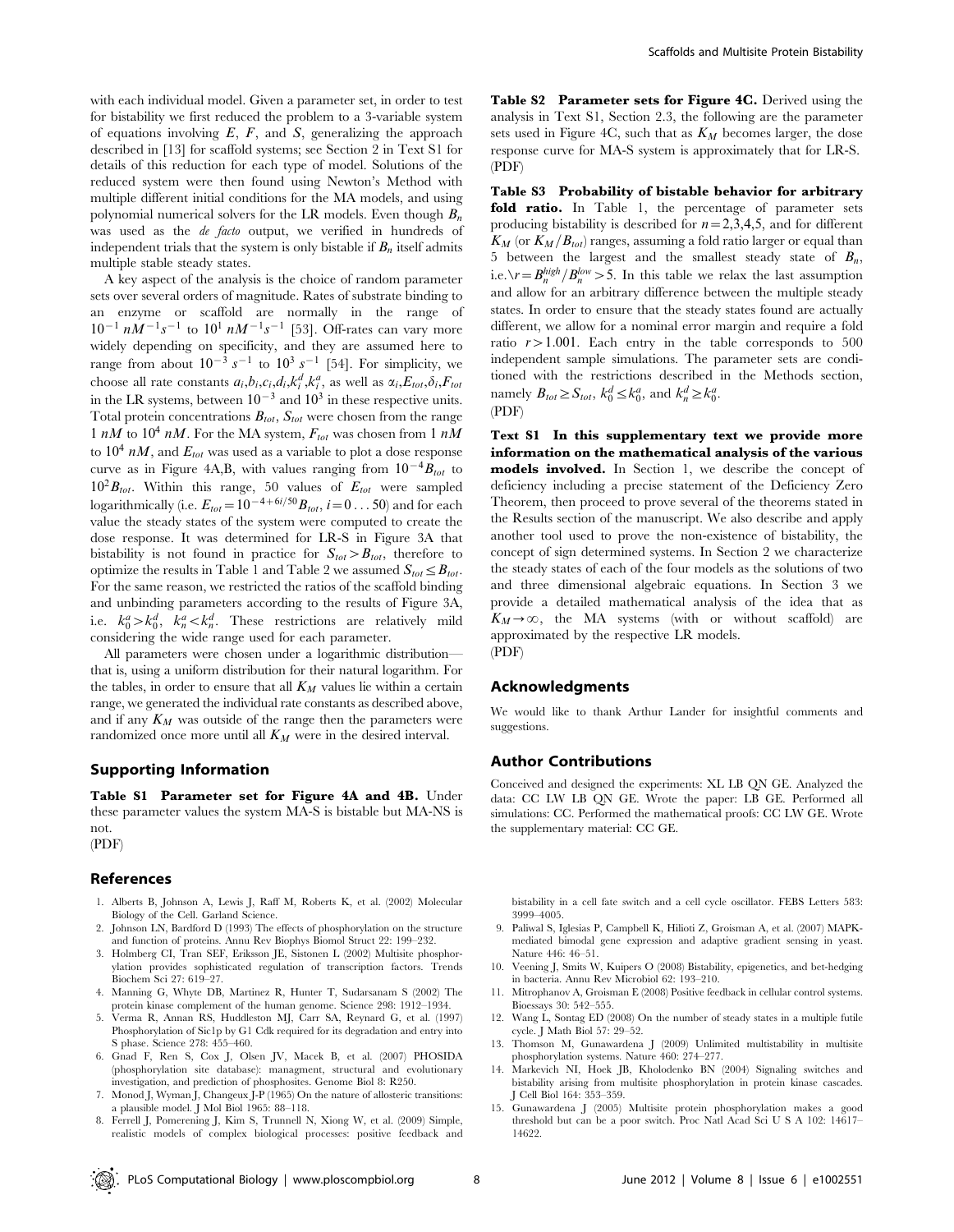with each individual model. Given a parameter set, in order to test for bistability we first reduced the problem to a 3-variable system of equations involving $E$, $F$, and $S$, generalizing the approach described in [13] for scaffold systems; see Section 2 in Text S1 for details of this reduction for each type of model. Solutions of the reduced system were then found using Newton's Method with multiple different initial conditions for the MA models, and using polynomial numerical solvers for the LR models. Even though $B_n$ was used as the *de facto* output, we verified in hundreds of independent trials that the system is only bistable if $B_n$ itself admits multiple stable steady states.

A key aspect of the analysis is the choice of random parameter sets over several orders of magnitude. Rates of substrate binding to an enzyme or scaffold are normally in the range of $10^{-1}\ nM^{-1}s^{-1}$ to $10^{1}\ nM^{-1}s^{-1}$ [53]. Off-rates can vary more widely depending on specificity, and they are assumed here to range from about $10^{-3}\ s^{-1}$ to $10^{3}\ s^{-1}$ [54]. For simplicity, we choose all rate constants $a_i, b_i, c_i, d_i, k_i^d, k_i^a$, as well as $\alpha_i, E_{tot}, \delta_i, F_{tot}$ in the LR systems, between $10^{-3}$ and $10^{3}$ in these respective units. Total protein concentrations $B_{tot}$, $S_{tot}$ were chosen from the range $1\ nM$ to $10^4\ nM$. For the MA system, $F_{tot}$ was chosen from $1\ nM$ to $10^4\ nM$, and $E_{tot}$ was used as a variable to plot a dose response curve as in Figure 4A,B, with values ranging from $10^{-4}B_{tot}$ to $10^{2}B_{tot}$. Within this range, 50 values of $E_{tot}$ were sampled logarithmically (i.e. $E_{tot} = 10^{-4+6i/50}B_{tot}$, $i = 0 \ldots 50$) and for each value the steady states of the system were computed to create the dose response. It was determined for LR-S in Figure 3A that bistability is not found in practice for $S_{tot} > B_{tot}$, therefore to optimize the results in Table 1 and Table 2 we assumed $S_{tot} \leq B_{tot}$. For the same reason, we restricted the ratios of the scaffold binding and unbinding parameters according to the results of Figure 3A, i.e. $k_0^a > k_0^d$, $k_n^a < k_n^d$. These restrictions are relatively mild considering the wide range used for each parameter.

All parameters were chosen under a logarithmic distribution—that is, using a uniform distribution for their natural logarithm. For the tables, in order to ensure that all $K_M$ values lie within a certain range, we generated the individual rate constants as described above, and if any $K_M$ was outside of the range then the parameters were randomized once more until all $K_M$ were in the desired interval.

## Supporting Information

**Table S1 Parameter set for Figure 4A and 4B.** Under these parameter values the system MA-S is bistable but MA-NS is not.
(PDF)

**Table S2 Parameter sets for Figure 4C.** Derived using the analysis in Text S1, Section 2.3, the following are the parameter sets used in Figure 4C, such that as $K_M$ becomes larger, the dose response curve for MA-S system is approximately that for LR-S.
(PDF)

**Table S3 Probability of bistable behavior for arbitrary fold ratio.** In Table 1, the percentage of parameter sets producing bistability is described for $n = 2,3,4,5$, and for different $K_M$ (or $K_M/B_{tot}$) ranges, assuming a fold ratio larger or equal than 5 between the largest and the smallest steady state of $B_n$, i.e.$\backslash r = B_n^{high}/B_n^{low} > 5$. In this table we relax the last assumption and allow for an arbitrary difference between the multiple steady states. In order to ensure that the steady states found are actually different, we allow for a nominal error margin and require a fold ratio $r > 1.001$. Each entry in the table corresponds to 500 independent sample simulations. The parameter sets are conditioned with the restrictions described in the Methods section, namely $B_{tot} \geq S_{tot}$, $k_0^d \leq k_0^a$, and $k_n^d \geq k_0^a$.
(PDF)

**Text S1 In this supplementary text we provide more information on the mathematical analysis of the various models involved.** In Section 1, we describe the concept of deficiency including a precise statement of the Deficiency Zero Theorem, then proceed to prove several of the theorems stated in the Results section of the manuscript. We also describe and apply another tool used to prove the non-existence of bistability, the concept of sign determined systems. In Section 2 we characterize the steady states of each of the four models as the solutions of two and three dimensional algebraic equations. In Section 3 we provide a detailed mathematical analysis of the idea that as $K_M \to \infty$, the MA systems (with or without scaffold) are approximated by the respective LR models.
(PDF)

## Acknowledgments

We would like to thank Arthur Lander for insightful comments and suggestions.

## Author Contributions

Conceived and designed the experiments: XL LB QN GE. Analyzed the data: CC LW LB QN GE. Wrote the paper: LB GE. Performed all simulations: CC. Performed the mathematical proofs: CC LW GE. Wrote the supplementary material: CC GE.

## References

1. Alberts B, Johnson A, Lewis J, Raff M, Roberts K, et al. (2002) Molecular Biology of the Cell. Garland Science.
2. Johnson LN, Bardford D (1993) The effects of phosphorylation on the structure and function of proteins. Annu Rev Biophys Biomol Struct 22: 199–232.
3. Holmberg CI, Tran SEF, Eriksson JE, Sistonen L (2002) Multisite phosphorylation provides sophisticated regulation of transcription factors. Trends Biochem Sci 27: 619–27.
4. Manning G, Whyte DB, Martinez R, Hunter T, Sudarsanam S (2002) The protein kinase complement of the human genome. Science 298: 1912–1934.
5. Verma R, Annan RS, Huddleston MJ, Carr SA, Reynard G, et al. (1997) Phosphorylation of Sic1p by G1 Cdk required for its degradation and entry into S phase. Science 278: 455–460.
6. Gnad F, Ren S, Cox J, Olsen JV, Macek B, et al. (2007) PHOSIDA (phosphorylation site database): managment, structural and evolutionary investigation, and prediction of phosphosites. Genome Biol 8: R250.
7. Monod J, Wyman J, Changeux J-P (1965) On the nature of allosteric transitions: a plausible model. J Mol Biol 1965: 88–118.
8. Ferrell J, Pomerening J, Kim S, Trunnell N, Xiong W, et al. (2009) Simple, realistic models of complex biological processes: positive feedback and bistability in a cell fate switch and a cell cycle oscillator. FEBS Letters 583: 3999–4005.
9. Paliwal S, Iglesias P, Campbell K, Hilioti Z, Groisman A, et al. (2007) MAPK-mediated bimodal gene expression and adaptive gradient sensing in yeast. Nature 446: 46–51.
10. Veening J, Smits W, Kuipers O (2008) Bistability, epigenetics, and bet-hedging in bacteria. Annu Rev Microbiol 62: 193–210.
11. Mitrophanov A, Groisman E (2008) Positive feedback in cellular control systems. Bioessays 30: 542–555.
12. Wang L, Sontag ED (2008) On the number of steady states in a multiple futile cycle. J Math Biol 57: 29–52.
13. Thomson M, Gunawardena J (2009) Unlimited multistability in multisite phosphorylation systems. Nature 460: 274–277.
14. Markevich NI, Hoek JB, Kholodenko BN (2004) Signaling switches and bistability arising from multisite phosphorylation in protein kinase cascades. J Cell Biol 164: 353–359.
15. Gunawardena J (2005) Multisite protein phosphorylation makes a good threshold but can be a poor switch. Proc Natl Acad Sci U S A 102: 14617–14622.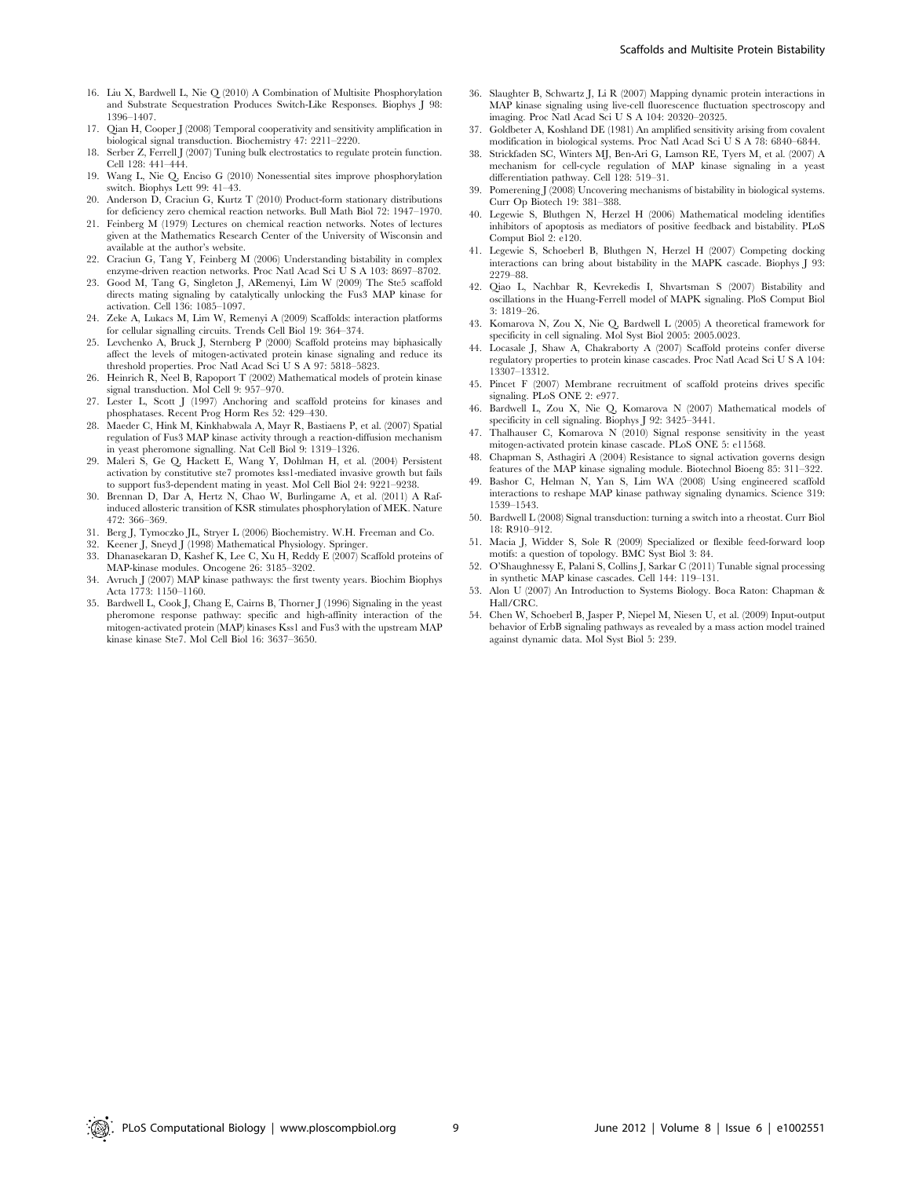16. Liu X, Bardwell L, Nie Q (2010) A Combination of Multisite Phosphorylation and Substrate Sequestration Produces Switch-Like Responses. Biophys J 98: 1396–1407.
17. Qian H, Cooper J (2008) Temporal cooperativity and sensitivity amplification in biological signal transduction. Biochemistry 47: 2211–2220.
18. Serber Z, Ferrell J (2007) Tuning bulk electrostatics to regulate protein function. Cell 128: 441–444.
19. Wang L, Nie Q, Enciso G (2010) Nonessential sites improve phosphorylation switch. Biophys Lett 99: 41–43.
20. Anderson D, Craciun G, Kurtz T (2010) Product-form stationary distributions for deficiency zero chemical reaction networks. Bull Math Biol 72: 1947–1970.
21. Feinberg M (1979) Lectures on chemical reaction networks. Notes of lectures given at the Mathematics Research Center of the University of Wisconsin and available at the author's website.
22. Craciun G, Tang Y, Feinberg M (2006) Understanding bistability in complex enzyme-driven reaction networks. Proc Natl Acad Sci U S A 103: 8697–8702.
23. Good M, Tang G, Singleton J, ARemenyi, Lim W (2009) The Ste5 scaffold directs mating signaling by catalytically unlocking the Fus3 MAP kinase for activation. Cell 136: 1085–1097.
24. Zeke A, Lukacs M, Lim W, Remenyi A (2009) Scaffolds: interaction platforms for cellular signalling circuits. Trends Cell Biol 19: 364–374.
25. Levchenko A, Bruck J, Sternberg P (2000) Scaffold proteins may biphasically affect the levels of mitogen-activated protein kinase signaling and reduce its threshold properties. Proc Natl Acad Sci U S A 97: 5818–5823.
26. Heinrich R, Neel B, Rapoport T (2002) Mathematical models of protein kinase signal transduction. Mol Cell 9: 957–970.
27. Lester L, Scott J (1997) Anchoring and scaffold proteins for kinases and phosphatases. Recent Prog Horm Res 52: 429–430.
28. Maeder C, Hink M, Kinkhabwala A, Mayr R, Bastiaens P, et al. (2007) Spatial regulation of Fus3 MAP kinase activity through a reaction-diffusion mechanism in yeast pheromone signalling. Nat Cell Biol 9: 1319–1326.
29. Maleri S, Ge Q, Hackett E, Wang Y, Dohlman H, et al. (2004) Persistent activation by constitutive ste7 promotes kss1-mediated invasive growth but fails to support fus3-dependent mating in yeast. Mol Cell Biol 24: 9221–9238.
30. Brennan D, Dar A, Hertz N, Chao W, Burlingame A, et al. (2011) A Raf-induced allosteric transition of KSR stimulates phosphorylation of MEK. Nature 472: 366–369.
31. Berg J, Tymoczko JL, Stryer L (2006) Biochemistry. W.H. Freeman and Co.
32. Keener J, Sneyd J (1998) Mathematical Physiology. Springer.
33. Dhanasekaran D, Kashef K, Lee C, Xu H, Reddy E (2007) Scaffold proteins of MAP-kinase modules. Oncogene 26: 3185–3202.
34. Avruch J (2007) MAP kinase pathways: the first twenty years. Biochim Biophys Acta 1773: 1150–1160.
35. Bardwell L, Cook J, Chang E, Cairns B, Thorner J (1996) Signaling in the yeast pheromone response pathway: specific and high-affinity interaction of the mitogen-activated protein (MAP) kinases Kss1 and Fus3 with the upstream MAP kinase kinase Ste7. Mol Cell Biol 16: 3637–3650.
36. Slaughter B, Schwartz J, Li R (2007) Mapping dynamic protein interactions in MAP kinase signaling using live-cell fluorescence fluctuation spectroscopy and imaging. Proc Natl Acad Sci U S A 104: 20320–20325.
37. Goldbeter A, Koshland DE (1981) An amplified sensitivity arising from covalent modification in biological systems. Proc Natl Acad Sci U S A 78: 6840–6844.
38. Strickfaden SC, Winters MJ, Ben-Ari G, Lamson RE, Tyers M, et al. (2007) A mechanism for cell-cycle regulation of MAP kinase signaling in a yeast differentiation pathway. Cell 128: 519–31.
39. Pomerening J (2008) Uncovering mechanisms of bistability in biological systems. Curr Op Biotech 19: 381–388.
40. Legewie S, Bluthgen N, Herzel H (2006) Mathematical modeling identifies inhibitors of apoptosis as mediators of positive feedback and bistability. PLoS Comput Biol 2: e120.
41. Legewie S, Schoeberl B, Bluthgen N, Herzel H (2007) Competing docking interactions can bring about bistability in the MAPK cascade. Biophys J 93: 2279–88.
42. Qiao L, Nachbar R, Kevrekedis I, Shvartsman S (2007) Bistability and oscillations in the Huang-Ferrell model of MAPK signaling. PloS Comput Biol 3: 1819–26.
43. Komarova N, Zou X, Nie Q, Bardwell L (2005) A theoretical framework for specificity in cell signaling. Mol Syst Biol 2005: 2005.0023.
44. Locasale J, Shaw A, Chakraborty A (2007) Scaffold proteins confer diverse regulatory properties to protein kinase cascades. Proc Natl Acad Sci U S A 104: 13307–13312.
45. Pincet F (2007) Membrane recruitment of scaffold proteins drives specific signaling. PLoS ONE 2: e977.
46. Bardwell L, Zou X, Nie Q, Komarova N (2007) Mathematical models of specificity in cell signaling. Biophys J 92: 3425–3441.
47. Thalhauser C, Komarova N (2010) Signal response sensitivity in the yeast mitogen-activated protein kinase cascade. PLoS ONE 5: e11568.
48. Chapman S, Asthagiri A (2004) Resistance to signal activation governs design features of the MAP kinase signaling module. Biotechnol Bioeng 85: 311–322.
49. Bashor C, Helman N, Yan S, Lim WA (2008) Using engineered scaffold interactions to reshape MAP kinase pathway signaling dynamics. Science 319: 1539–1543.
50. Bardwell L (2008) Signal transduction: turning a switch into a rheostat. Curr Biol 18: R910–912.
51. Macia J, Widder S, Sole R (2009) Specialized or flexible feed-forward loop motifs: a question of topology. BMC Syst Biol 3: 84.
52. O'Shaughnessy E, Palani S, Collins J, Sarkar C (2011) Tunable signal processing in synthetic MAP kinase cascades. Cell 144: 119–131.
53. Alon U (2007) An Introduction to Systems Biology. Boca Raton: Chapman & Hall/CRC.
54. Chen W, Schoeberl B, Jasper P, Niepel M, Niesen U, et al. (2009) Input-output behavior of ErbB signaling pathways as revealed by a mass action model trained against dynamic data. Mol Syst Biol 5: 239.